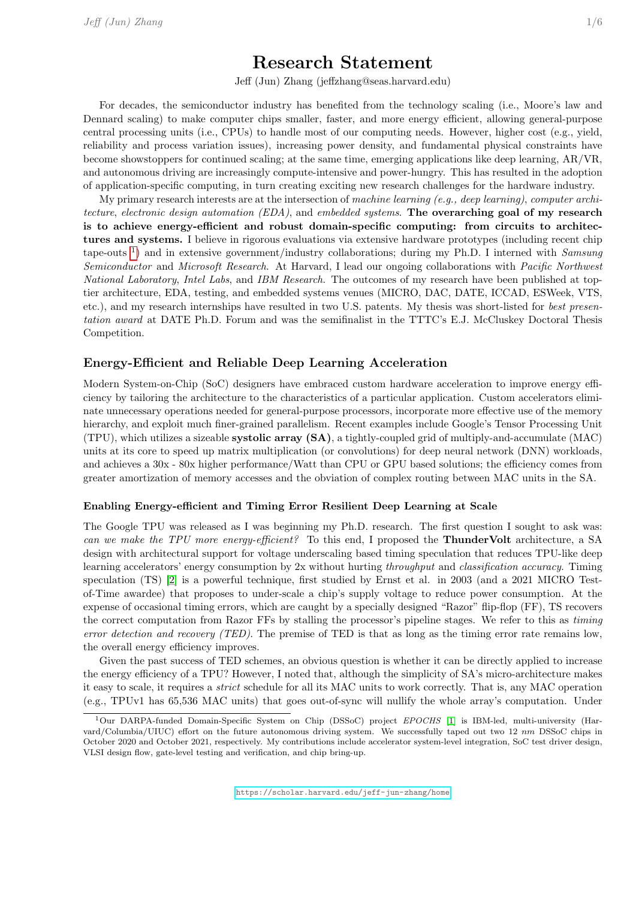# Research Statement

Jeff (Jun) Zhang (jeffzhang@seas.harvard.edu)

For decades, the semiconductor industry has benefited from the technology scaling (i.e., Moore's law and Dennard scaling) to make computer chips smaller, faster, and more energy efficient, allowing general-purpose central processing units (i.e., CPUs) to handle most of our computing needs. However, higher cost (e.g., yield, reliability and process variation issues), increasing power density, and fundamental physical constraints have become showstoppers for continued scaling; at the same time, emerging applications like deep learning, AR/VR, and autonomous driving are increasingly compute-intensive and power-hungry. This has resulted in the adoption of application-specific computing, in turn creating exciting new research challenges for the hardware industry.

My primary research interests are at the intersection of *machine learning (e.g., deep learning)*, *computer architecture*, *electronic design automation (EDA)*, and *embedded systems*. **The overarching goal of my research is to achieve energy-efficient and robust domain-specific computing: from circuits to architectures and systems.** I believe in rigorous evaluations via extensive hardware prototypes (including recent chip tape-outs [1]) and in extensive government/industry collaborations; during my Ph.D. I interned with *Samsung Semiconductor* and *Microsoft Research*. At Harvard, I lead our ongoing collaborations with *Pacific Northwest National Laboratory*, *Intel Labs*, and *IBM Research*. The outcomes of my research have been published at top-tier architecture, EDA, testing, and embedded systems venues (MICRO, DAC, DATE, ICCAD, ESWeek, VTS, etc.), and my research internships have resulted in two U.S. patents. My thesis was short-listed for *best presentation award* at DATE Ph.D. Forum and was the semifinalist in the TTTC's E.J. McCluskey Doctoral Thesis Competition.

## Energy-Efficient and Reliable Deep Learning Acceleration

Modern System-on-Chip (SoC) designers have embraced custom hardware acceleration to improve energy efficiency by tailoring the architecture to the characteristics of a particular application. Custom accelerators eliminate unnecessary operations needed for general-purpose processors, incorporate more effective use of the memory hierarchy, and exploit much finer-grained parallelism. Recent examples include Google's Tensor Processing Unit (TPU), which utilizes a sizeable **systolic array (SA)**, a tightly-coupled grid of multiply-and-accumulate (MAC) units at its core to speed up matrix multiplication (or convolutions) for deep neural network (DNN) workloads, and achieves a 30x - 80x higher performance/Watt than CPU or GPU based solutions; the efficiency comes from greater amortization of memory accesses and the obviation of complex routing between MAC units in the SA.

### Enabling Energy-efficient and Timing Error Resilient Deep Learning at Scale

The Google TPU was released as I was beginning my Ph.D. research. The first question I sought to ask was: *can we make the TPU more energy-efficient?* To this end, I proposed the **ThunderVolt** architecture, a SA design with architectural support for voltage underscaling based timing speculation that reduces TPU-like deep learning accelerators' energy consumption by 2x without hurting *throughput* and *classification accuracy*. Timing speculation (TS) [2] is a powerful technique, first studied by Ernst et al. in 2003 (and a 2021 MICRO Test-of-Time awardee) that proposes to under-scale a chip's supply voltage to reduce power consumption. At the expense of occasional timing errors, which are caught by a specially designed "Razor" flip-flop (FF), TS recovers the correct computation from Razor FFs by stalling the processor's pipeline stages. We refer to this as *timing error detection and recovery (TED)*. The premise of TED is that as long as the timing error rate remains low, the overall energy efficiency improves.

Given the past success of TED schemes, an obvious question is whether it can be directly applied to increase the energy efficiency of a TPU? However, I noted that, although the simplicity of SA's micro-architecture makes it easy to scale, it requires a *strict* schedule for all its MAC units to work correctly. That is, any MAC operation (e.g., TPUv1 has 65,536 MAC units) that goes out-of-sync will nullify the whole array's computation. Under

[1] Our DARPA-funded Domain-Specific System on Chip (DSSoC) project *EPOCHS* [1] is IBM-led, multi-university (Harvard/Columbia/UIUC) effort on the future autonomous driving system. We successfully taped out two 12 *nm* DSSoC chips in October 2020 and October 2021, respectively. My contributions include accelerator system-level integration, SoC test driver design, VLSI design flow, gate-level testing and verification, and chip bring-up.

https://scholar.harvard.edu/jeff-jun-zhang/home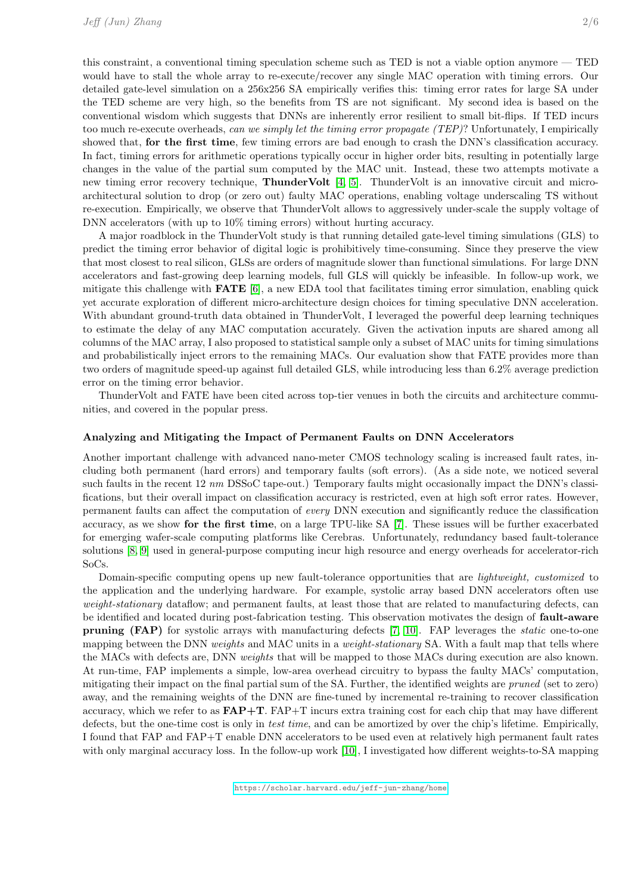this constraint, a conventional timing speculation scheme such as TED is not a viable option anymore — TED would have to stall the whole array to re-execute/recover any single MAC operation with timing errors. Our detailed gate-level simulation on a 256x256 SA empirically verifies this: timing error rates for large SA under the TED scheme are very high, so the benefits from TS are not significant. My second idea is based on the conventional wisdom which suggests that DNNs are inherently error resilient to small bit-flips. If TED incurs too much re-execute overheads, *can we simply let the timing error propagate (TEP)*? Unfortunately, I empirically showed that, **for the first time**, few timing errors are bad enough to crash the DNN's classification accuracy. In fact, timing errors for arithmetic operations typically occur in higher order bits, resulting in potentially large changes in the value of the partial sum computed by the MAC unit. Instead, these two attempts motivate a new timing error recovery technique, **ThunderVolt** [4, 5]. ThunderVolt is an innovative circuit and micro-architectural solution to drop (or zero out) faulty MAC operations, enabling voltage underscaling TS without re-execution. Empirically, we observe that ThunderVolt allows to aggressively under-scale the supply voltage of DNN accelerators (with up to 10% timing errors) without hurting accuracy.

A major roadblock in the ThunderVolt study is that running detailed gate-level timing simulations (GLS) to predict the timing error behavior of digital logic is prohibitively time-consuming. Since they preserve the view that most closest to real silicon, GLSs are orders of magnitude slower than functional simulations. For large DNN accelerators and fast-growing deep learning models, full GLS will quickly be infeasible. In follow-up work, we mitigate this challenge with **FATE** [6], a new EDA tool that facilitates timing error simulation, enabling quick yet accurate exploration of different micro-architecture design choices for timing speculative DNN acceleration. With abundant ground-truth data obtained in ThunderVolt, I leveraged the powerful deep learning techniques to estimate the delay of any MAC computation accurately. Given the activation inputs are shared among all columns of the MAC array, I also proposed to statistical sample only a subset of MAC units for timing simulations and probabilistically inject errors to the remaining MACs. Our evaluation show that FATE provides more than two orders of magnitude speed-up against full detailed GLS, while introducing less than 6.2% average prediction error on the timing error behavior.

ThunderVolt and FATE have been cited across top-tier venues in both the circuits and architecture communities, and covered in the popular press.

### Analyzing and Mitigating the Impact of Permanent Faults on DNN Accelerators

Another important challenge with advanced nano-meter CMOS technology scaling is increased fault rates, including both permanent (hard errors) and temporary faults (soft errors). (As a side note, we noticed several such faults in the recent 12 *nm* DSSoC tape-out.) Temporary faults might occasionally impact the DNN's classifications, but their overall impact on classification accuracy is restricted, even at high soft error rates. However, permanent faults can affect the computation of *every* DNN execution and significantly reduce the classification accuracy, as we show **for the first time**, on a large TPU-like SA [7]. These issues will be further exacerbated for emerging wafer-scale computing platforms like Cerebras. Unfortunately, redundancy based fault-tolerance solutions [8, 9] used in general-purpose computing incur high resource and energy overheads for accelerator-rich SoCs.

Domain-specific computing opens up new fault-tolerance opportunities that are *lightweight, customized* to the application and the underlying hardware. For example, systolic array based DNN accelerators often use *weight-stationary* dataflow; and permanent faults, at least those that are related to manufacturing defects, can be identified and located during post-fabrication testing. This observation motivates the design of **fault-aware pruning (FAP)** for systolic arrays with manufacturing defects [7, 10]. FAP leverages the *static* one-to-one mapping between the DNN *weights* and MAC units in a *weight-stationary* SA. With a fault map that tells where the MACs with defects are, DNN *weights* that will be mapped to those MACs during execution are also known. At run-time, FAP implements a simple, low-area overhead circuitry to bypass the faulty MACs' computation, mitigating their impact on the final partial sum of the SA. Further, the identified weights are *pruned* (set to zero) away, and the remaining weights of the DNN are fine-tuned by incremental re-training to recover classification accuracy, which we refer to as **FAP+T**. FAP+T incurs extra training cost for each chip that may have different defects, but the one-time cost is only in *test time*, and can be amortized by over the chip's lifetime. Empirically, I found that FAP and FAP+T enable DNN accelerators to be used even at relatively high permanent fault rates with only marginal accuracy loss. In the follow-up work [10], I investigated how different weights-to-SA mapping

https://scholar.harvard.edu/jeff-jun-zhang/home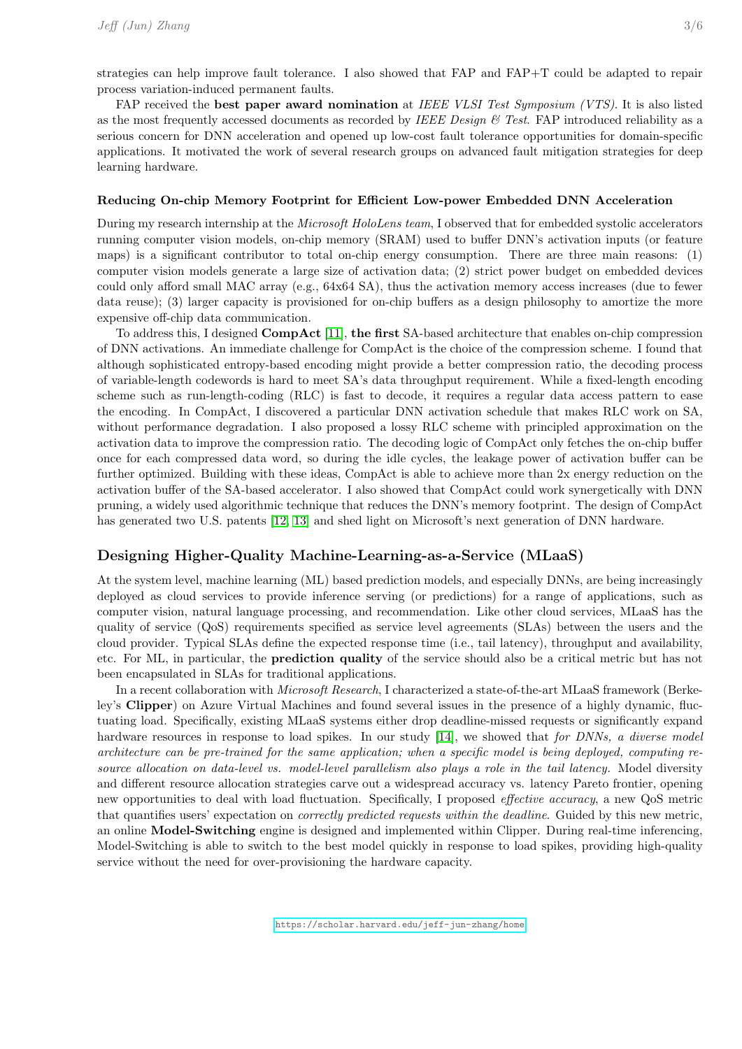strategies can help improve fault tolerance. I also showed that FAP and FAP+T could be adapted to repair process variation-induced permanent faults.

FAP received the **best paper award nomination** at *IEEE VLSI Test Symposium (VTS)*. It is also listed as the most frequently accessed documents as recorded by *IEEE Design & Test*. FAP introduced reliability as a serious concern for DNN acceleration and opened up low-cost fault tolerance opportunities for domain-specific applications. It motivated the work of several research groups on advanced fault mitigation strategies for deep learning hardware.

### Reducing On-chip Memory Footprint for Efficient Low-power Embedded DNN Acceleration

During my research internship at the *Microsoft HoloLens team*, I observed that for embedded systolic accelerators running computer vision models, on-chip memory (SRAM) used to buffer DNN's activation inputs (or feature maps) is a significant contributor to total on-chip energy consumption. There are three main reasons: (1) computer vision models generate a large size of activation data; (2) strict power budget on embedded devices could only afford small MAC array (e.g., 64x64 SA), thus the activation memory access increases (due to fewer data reuse); (3) larger capacity is provisioned for on-chip buffers as a design philosophy to amortize the more expensive off-chip data communication.

To address this, I designed **CompAct** [11], **the first** SA-based architecture that enables on-chip compression of DNN activations. An immediate challenge for CompAct is the choice of the compression scheme. I found that although sophisticated entropy-based encoding might provide a better compression ratio, the decoding process of variable-length codewords is hard to meet SA's data throughput requirement. While a fixed-length encoding scheme such as run-length-coding (RLC) is fast to decode, it requires a regular data access pattern to ease the encoding. In CompAct, I discovered a particular DNN activation schedule that makes RLC work on SA, without performance degradation. I also proposed a lossy RLC scheme with principled approximation on the activation data to improve the compression ratio. The decoding logic of CompAct only fetches the on-chip buffer once for each compressed data word, so during the idle cycles, the leakage power of activation buffer can be further optimized. Building with these ideas, CompAct is able to achieve more than 2x energy reduction on the activation buffer of the SA-based accelerator. I also showed that CompAct could work synergetically with DNN pruning, a widely used algorithmic technique that reduces the DNN's memory footprint. The design of CompAct has generated two U.S. patents [12, 13] and shed light on Microsoft's next generation of DNN hardware.

## Designing Higher-Quality Machine-Learning-as-a-Service (MLaaS)

At the system level, machine learning (ML) based prediction models, and especially DNNs, are being increasingly deployed as cloud services to provide inference serving (or predictions) for a range of applications, such as computer vision, natural language processing, and recommendation. Like other cloud services, MLaaS has the quality of service (QoS) requirements specified as service level agreements (SLAs) between the users and the cloud provider. Typical SLAs define the expected response time (i.e., tail latency), throughput and availability, etc. For ML, in particular, the **prediction quality** of the service should also be a critical metric but has not been encapsulated in SLAs for traditional applications.

In a recent collaboration with *Microsoft Research*, I characterized a state-of-the-art MLaaS framework (Berkeley's **Clipper**) on Azure Virtual Machines and found several issues in the presence of a highly dynamic, fluctuating load. Specifically, existing MLaaS systems either drop deadline-missed requests or significantly expand hardware resources in response to load spikes. In our study [14], we showed that *for DNNs, a diverse model architecture can be pre-trained for the same application; when a specific model is being deployed, computing resource allocation on data-level vs. model-level parallelism also plays a role in the tail latency.* Model diversity and different resource allocation strategies carve out a widespread accuracy vs. latency Pareto frontier, opening new opportunities to deal with load fluctuation. Specifically, I proposed *effective accuracy*, a new QoS metric that quantifies users' expectation on *correctly predicted requests within the deadline*. Guided by this new metric, an online **Model-Switching** engine is designed and implemented within Clipper. During real-time inferencing, Model-Switching is able to switch to the best model quickly in response to load spikes, providing high-quality service without the need for over-provisioning the hardware capacity.

https://scholar.harvard.edu/jeff-jun-zhang/home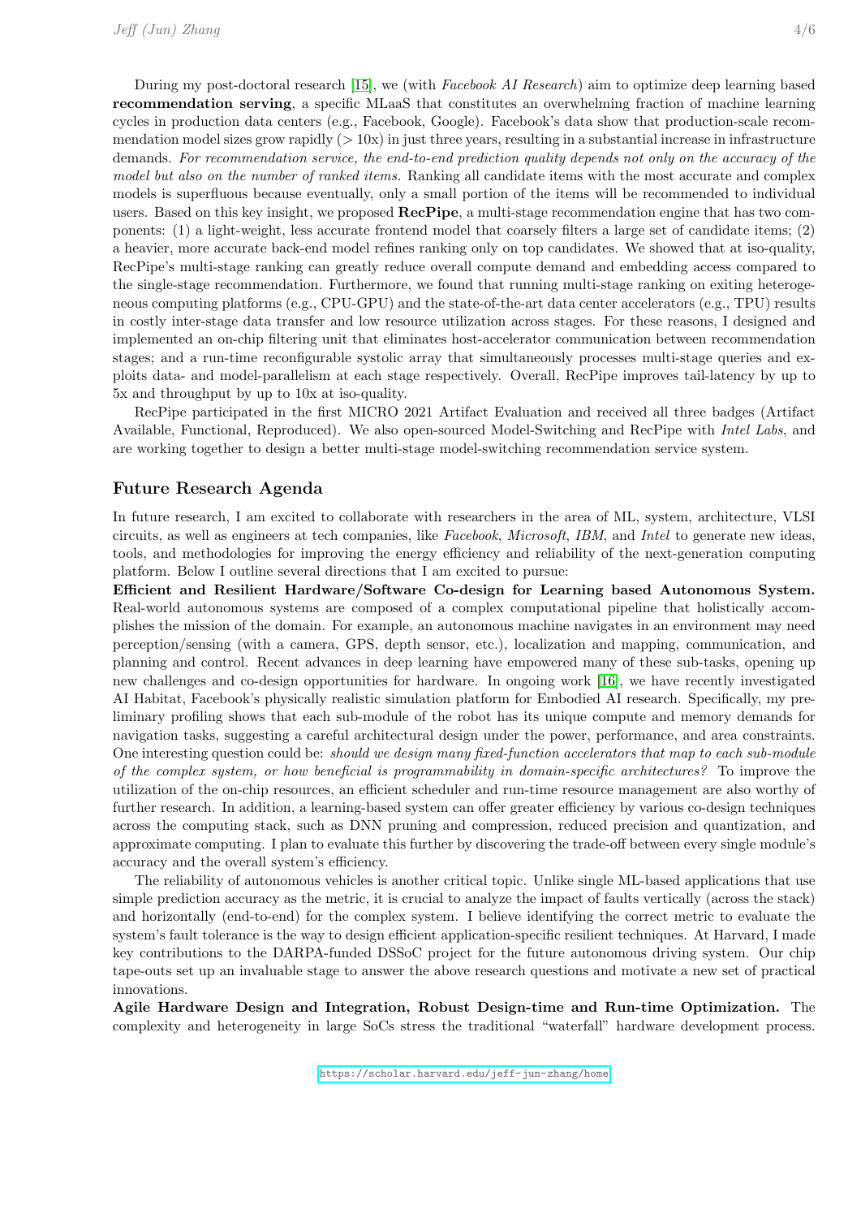During my post-doctoral research [15], we (with *Facebook AI Research*) aim to optimize deep learning based **recommendation serving**, a specific MLaaS that constitutes an overwhelming fraction of machine learning cycles in production data centers (e.g., Facebook, Google). Facebook's data show that production-scale recommendation model sizes grow rapidly ($> 10$x) in just three years, resulting in a substantial increase in infrastructure demands. *For recommendation service, the end-to-end prediction quality depends not only on the accuracy of the model but also on the number of ranked items.* Ranking all candidate items with the most accurate and complex models is superfluous because eventually, only a small portion of the items will be recommended to individual users. Based on this key insight, we proposed **RecPipe**, a multi-stage recommendation engine that has two components: (1) a light-weight, less accurate frontend model that coarsely filters a large set of candidate items; (2) a heavier, more accurate back-end model refines ranking only on top candidates. We showed that at iso-quality, RecPipe's multi-stage ranking can greatly reduce overall compute demand and embedding access compared to the single-stage recommendation. Furthermore, we found that running multi-stage ranking on exiting heterogeneous computing platforms (e.g., CPU-GPU) and the state-of-the-art data center accelerators (e.g., TPU) results in costly inter-stage data transfer and low resource utilization across stages. For these reasons, I designed and implemented an on-chip filtering unit that eliminates host-accelerator communication between recommendation stages; and a run-time reconfigurable systolic array that simultaneously processes multi-stage queries and exploits data- and model-parallelism at each stage respectively. Overall, RecPipe improves tail-latency by up to 5x and throughput by up to 10x at iso-quality.

RecPipe participated in the first MICRO 2021 Artifact Evaluation and received all three badges (Artifact Available, Functional, Reproduced). We also open-sourced Model-Switching and RecPipe with *Intel Labs*, and are working together to design a better multi-stage model-switching recommendation service system.

## Future Research Agenda

In future research, I am excited to collaborate with researchers in the area of ML, system, architecture, VLSI circuits, as well as engineers at tech companies, like *Facebook*, *Microsoft*, *IBM*, and *Intel* to generate new ideas, tools, and methodologies for improving the energy efficiency and reliability of the next-generation computing platform. Below I outline several directions that I am excited to pursue:

**Efficient and Resilient Hardware/Software Co-design for Learning based Autonomous System.** Real-world autonomous systems are composed of a complex computational pipeline that holistically accomplishes the mission of the domain. For example, an autonomous machine navigates in an environment may need perception/sensing (with a camera, GPS, depth sensor, etc.), localization and mapping, communication, and planning and control. Recent advances in deep learning have empowered many of these sub-tasks, opening up new challenges and co-design opportunities for hardware. In ongoing work [16], we have recently investigated AI Habitat, Facebook's physically realistic simulation platform for Embodied AI research. Specifically, my preliminary profiling shows that each sub-module of the robot has its unique compute and memory demands for navigation tasks, suggesting a careful architectural design under the power, performance, and area constraints. One interesting question could be: *should we design many fixed-function accelerators that map to each sub-module of the complex system, or how beneficial is programmability in domain-specific architectures?* To improve the utilization of the on-chip resources, an efficient scheduler and run-time resource management are also worthy of further research. In addition, a learning-based system can offer greater efficiency by various co-design techniques across the computing stack, such as DNN pruning and compression, reduced precision and quantization, and approximate computing. I plan to evaluate this further by discovering the trade-off between every single module's accuracy and the overall system's efficiency.

The reliability of autonomous vehicles is another critical topic. Unlike single ML-based applications that use simple prediction accuracy as the metric, it is crucial to analyze the impact of faults vertically (across the stack) and horizontally (end-to-end) for the complex system. I believe identifying the correct metric to evaluate the system's fault tolerance is the way to design efficient application-specific resilient techniques. At Harvard, I made key contributions to the DARPA-funded DSSoC project for the future autonomous driving system. Our chip tape-outs set up an invaluable stage to answer the above research questions and motivate a new set of practical innovations.

**Agile Hardware Design and Integration, Robust Design-time and Run-time Optimization.** The complexity and heterogeneity in large SoCs stress the traditional "waterfall" hardware development process.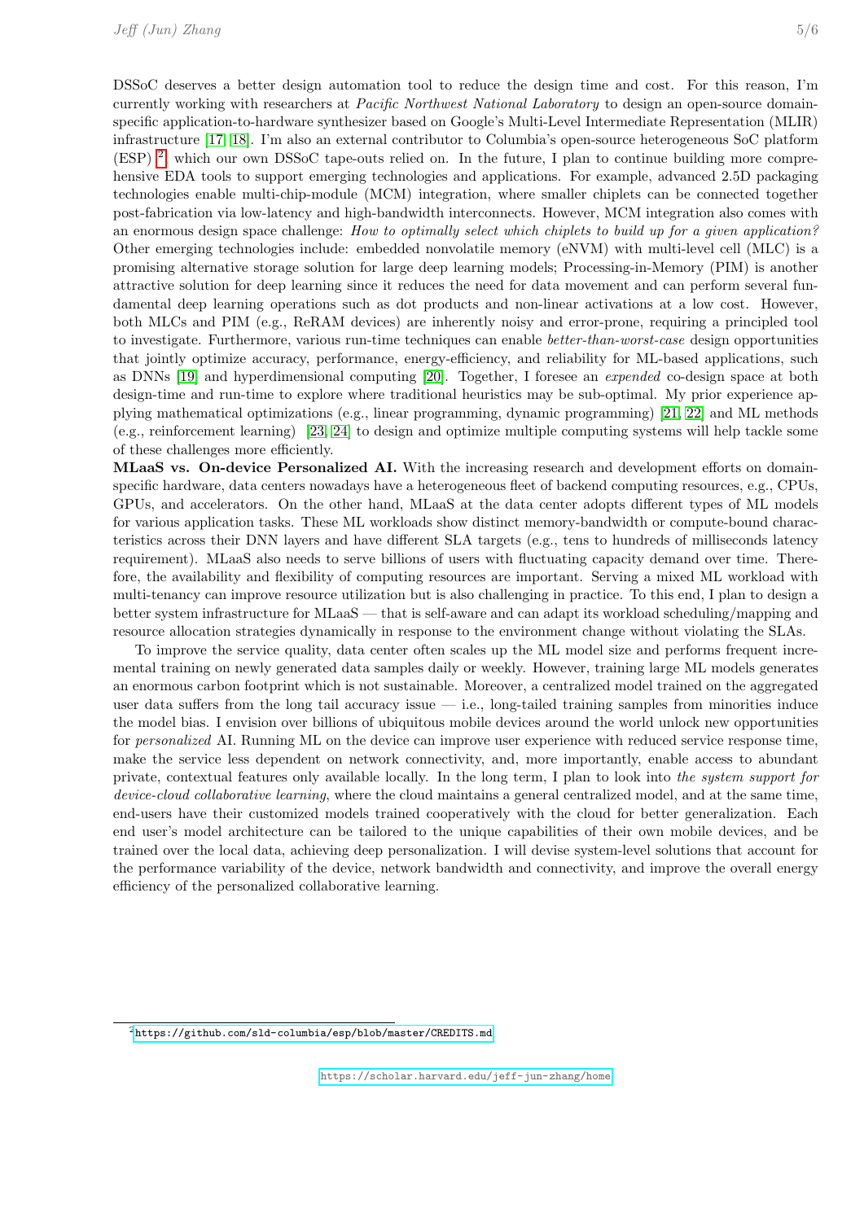DSSoC deserves a better design automation tool to reduce the design time and cost. For this reason, I'm currently working with researchers at *Pacific Northwest National Laboratory* to design an open-source domain-specific application-to-hardware synthesizer based on Google's Multi-Level Intermediate Representation (MLIR) infrastructure [17, 18]. I'm also an external contributor to Columbia's open-source heterogeneous SoC platform (ESP) [2] which our own DSSoC tape-outs relied on. In the future, I plan to continue building more comprehensive EDA tools to support emerging technologies and applications. For example, advanced 2.5D packaging technologies enable multi-chip-module (MCM) integration, where smaller chiplets can be connected together post-fabrication via low-latency and high-bandwidth interconnects. However, MCM integration also comes with an enormous design space challenge: *How to optimally select which chiplets to build up for a given application?* Other emerging technologies include: embedded nonvolatile memory (eNVM) with multi-level cell (MLC) is a promising alternative storage solution for large deep learning models; Processing-in-Memory (PIM) is another attractive solution for deep learning since it reduces the need for data movement and can perform several fundamental deep learning operations such as dot products and non-linear activations at a low cost. However, both MLCs and PIM (e.g., ReRAM devices) are inherently noisy and error-prone, requiring a principled tool to investigate. Furthermore, various run-time techniques can enable *better-than-worst-case* design opportunities that jointly optimize accuracy, performance, energy-efficiency, and reliability for ML-based applications, such as DNNs [19] and hyperdimensional computing [20]. Together, I foresee an *expended* co-design space at both design-time and run-time to explore where traditional heuristics may be sub-optimal. My prior experience applying mathematical optimizations (e.g., linear programming, dynamic programming) [21, 22] and ML methods (e.g., reinforcement learning) [23, 24] to design and optimize multiple computing systems will help tackle some of these challenges more efficiently.

**MLaaS vs. On-device Personalized AI.** With the increasing research and development efforts on domain-specific hardware, data centers nowadays have a heterogeneous fleet of backend computing resources, e.g., CPUs, GPUs, and accelerators. On the other hand, MLaaS at the data center adopts different types of ML models for various application tasks. These ML workloads show distinct memory-bandwidth or compute-bound characteristics across their DNN layers and have different SLA targets (e.g., tens to hundreds of milliseconds latency requirement). MLaaS also needs to serve billions of users with fluctuating capacity demand over time. Therefore, the availability and flexibility of computing resources are important. Serving a mixed ML workload with multi-tenancy can improve resource utilization but is also challenging in practice. To this end, I plan to design a better system infrastructure for MLaaS — that is self-aware and can adapt its workload scheduling/mapping and resource allocation strategies dynamically in response to the environment change without violating the SLAs.

To improve the service quality, data center often scales up the ML model size and performs frequent incremental training on newly generated data samples daily or weekly. However, training large ML models generates an enormous carbon footprint which is not sustainable. Moreover, a centralized model trained on the aggregated user data suffers from the long tail accuracy issue — i.e., long-tailed training samples from minorities induce the model bias. I envision over billions of ubiquitous mobile devices around the world unlock new opportunities for *personalized* AI. Running ML on the device can improve user experience with reduced service response time, make the service less dependent on network connectivity, and, more importantly, enable access to abundant private, contextual features only available locally. In the long term, I plan to look into *the system support for device-cloud collaborative learning*, where the cloud maintains a general centralized model, and at the same time, end-users have their customized models trained cooperatively with the cloud for better generalization. Each end user's model architecture can be tailored to the unique capabilities of their own mobile devices, and be trained over the local data, achieving deep personalization. I will devise system-level solutions that account for the performance variability of the device, network bandwidth and connectivity, and improve the overall energy efficiency of the personalized collaborative learning.

[2] https://github.com/sld-columbia/esp/blob/master/CREDITS.md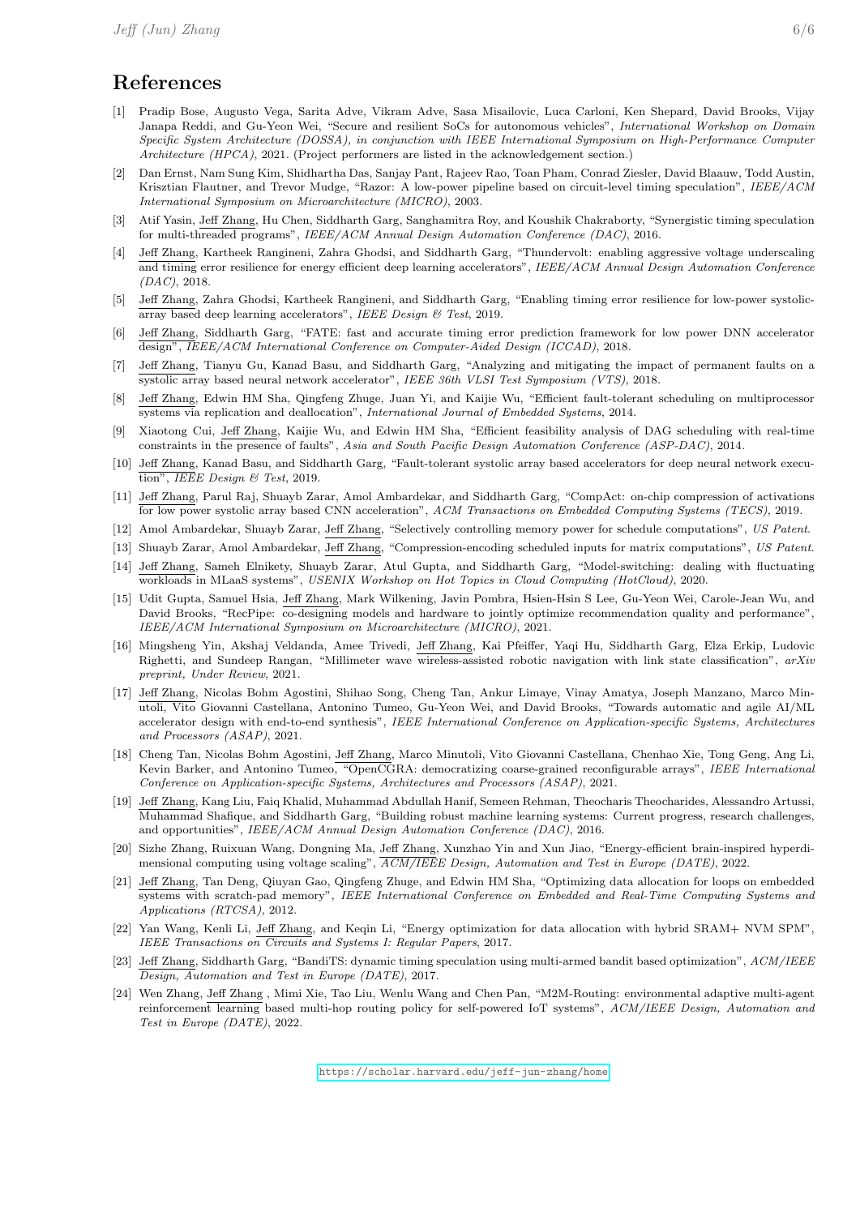## References

[1] Pradip Bose, Augusto Vega, Sarita Adve, Vikram Adve, Sasa Misailovic, Luca Carloni, Ken Shepard, David Brooks, Vijay Janapa Reddi, and Gu-Yeon Wei, "Secure and resilient SoCs for autonomous vehicles", *International Workshop on Domain Specific System Architecture (DOSSA), in conjunction with IEEE International Symposium on High-Performance Computer Architecture (HPCA)*, 2021. (Project performers are listed in the acknowledgement section.)

[2] Dan Ernst, Nam Sung Kim, Shidhartha Das, Sanjay Pant, Rajeev Rao, Toan Pham, Conrad Ziesler, David Blaauw, Todd Austin, Krisztian Flautner, and Trevor Mudge, "Razor: A low-power pipeline based on circuit-level timing speculation", *IEEE/ACM International Symposium on Microarchitecture (MICRO)*, 2003.

[3] Atif Yasin, Jeff Zhang, Hu Chen, Siddharth Garg, Sanghamitra Roy, and Koushik Chakraborty, "Synergistic timing speculation for multi-threaded programs", *IEEE/ACM Annual Design Automation Conference (DAC)*, 2016.

[4] Jeff Zhang, Kartheek Rangineni, Zahra Ghodsi, and Siddharth Garg, "Thundervolt: enabling aggressive voltage underscaling and timing error resilience for energy efficient deep learning accelerators", *IEEE/ACM Annual Design Automation Conference (DAC)*, 2018.

[5] Jeff Zhang, Zahra Ghodsi, Kartheek Rangineni, and Siddharth Garg, "Enabling timing error resilience for low-power systolic-array based deep learning accelerators", *IEEE Design & Test*, 2019.

[6] Jeff Zhang, Siddharth Garg, "FATE: fast and accurate timing error prediction framework for low power DNN accelerator design", *IEEE/ACM International Conference on Computer-Aided Design (ICCAD)*, 2018.

[7] Jeff Zhang, Tianyu Gu, Kanad Basu, and Siddharth Garg, "Analyzing and mitigating the impact of permanent faults on a systolic array based neural network accelerator", *IEEE 36th VLSI Test Symposium (VTS)*, 2018.

[8] Jeff Zhang, Edwin HM Sha, Qingfeng Zhuge, Juan Yi, and Kaijie Wu, "Efficient fault-tolerant scheduling on multiprocessor systems via replication and deallocation", *International Journal of Embedded Systems*, 2014.

[9] Xiaotong Cui, Jeff Zhang, Kaijie Wu, and Edwin HM Sha, "Efficient feasibility analysis of DAG scheduling with real-time constraints in the presence of faults", *Asia and South Pacific Design Automation Conference (ASP-DAC)*, 2014.

[10] Jeff Zhang, Kanad Basu, and Siddharth Garg, "Fault-tolerant systolic array based accelerators for deep neural network execution", *IEEE Design & Test*, 2019.

[11] Jeff Zhang, Parul Raj, Shuayb Zarar, Amol Ambardekar, and Siddharth Garg, "CompAct: on-chip compression of activations for low power systolic array based CNN acceleration", *ACM Transactions on Embedded Computing Systems (TECS)*, 2019.

[12] Amol Ambardekar, Shuayb Zarar, Jeff Zhang, "Selectively controlling memory power for schedule computations", *US Patent*.

[13] Shuayb Zarar, Amol Ambardekar, Jeff Zhang, "Compression-encoding scheduled inputs for matrix computations", *US Patent*.

[14] Jeff Zhang, Sameh Elnikety, Shuayb Zarar, Atul Gupta, and Siddharth Garg, "Model-switching: dealing with fluctuating workloads in MLaaS systems", *USENIX Workshop on Hot Topics in Cloud Computing (HotCloud)*, 2020.

[15] Udit Gupta, Samuel Hsia, Jeff Zhang, Mark Wilkening, Javin Pombra, Hsien-Hsin S Lee, Gu-Yeon Wei, Carole-Jean Wu, and David Brooks, "RecPipe: co-designing models and hardware to jointly optimize recommendation quality and performance", *IEEE/ACM International Symposium on Microarchitecture (MICRO)*, 2021.

[16] Mingsheng Yin, Akshaj Veldanda, Amee Trivedi, Jeff Zhang, Kai Pfeiffer, Yaqi Hu, Siddharth Garg, Elza Erkip, Ludovic Righetti, and Sundeep Rangan, "Millimeter wave wireless-assisted robotic navigation with link state classification", *arXiv preprint, Under Review*, 2021.

[17] Jeff Zhang, Nicolas Bohm Agostini, Shihao Song, Cheng Tan, Ankur Limaye, Vinay Amatya, Joseph Manzano, Marco Minutoli, Vito Giovanni Castellana, Antonino Tumeo, Gu-Yeon Wei, and David Brooks, "Towards automatic and agile AI/ML accelerator design with end-to-end synthesis", *IEEE International Conference on Application-specific Systems, Architectures and Processors (ASAP)*, 2021.

[18] Cheng Tan, Nicolas Bohm Agostini, Jeff Zhang, Marco Minutoli, Vito Giovanni Castellana, Chenhao Xie, Tong Geng, Ang Li, Kevin Barker, and Antonino Tumeo, "OpenCGRA: democratizing coarse-grained reconfigurable arrays", *IEEE International Conference on Application-specific Systems, Architectures and Processors (ASAP)*, 2021.

[19] Jeff Zhang, Kang Liu, Faiq Khalid, Muhammad Abdullah Hanif, Semeen Rehman, Theocharis Theocharides, Alessandro Artussi, Muhammad Shafique, and Siddharth Garg, "Building robust machine learning systems: Current progress, research challenges, and opportunities", *IEEE/ACM Annual Design Automation Conference (DAC)*, 2016.

[20] Sizhe Zhang, Ruixuan Wang, Dongning Ma, Jeff Zhang, Xunzhao Yin and Xun Jiao, "Energy-efficient brain-inspired hyperdimensional computing using voltage scaling", *ACM/IEEE Design, Automation and Test in Europe (DATE)*, 2022.

[21] Jeff Zhang, Tan Deng, Qiuyan Gao, Qingfeng Zhuge, and Edwin HM Sha, "Optimizing data allocation for loops on embedded systems with scratch-pad memory", *IEEE International Conference on Embedded and Real-Time Computing Systems and Applications (RTCSA)*, 2012.

[22] Yan Wang, Kenli Li, Jeff Zhang, and Keqin Li, "Energy optimization for data allocation with hybrid SRAM+ NVM SPM", *IEEE Transactions on Circuits and Systems I: Regular Papers*, 2017.

[23] Jeff Zhang, Siddharth Garg, "BandiTS: dynamic timing speculation using multi-armed bandit based optimization", *ACM/IEEE Design, Automation and Test in Europe (DATE)*, 2017.

[24] Wen Zhang, Jeff Zhang , Mimi Xie, Tao Liu, Wenlu Wang and Chen Pan, "M2M-Routing: environmental adaptive multi-agent reinforcement learning based multi-hop routing policy for self-powered IoT systems", *ACM/IEEE Design, Automation and Test in Europe (DATE)*, 2022.

https://scholar.harvard.edu/jeff-jun-zhang/home